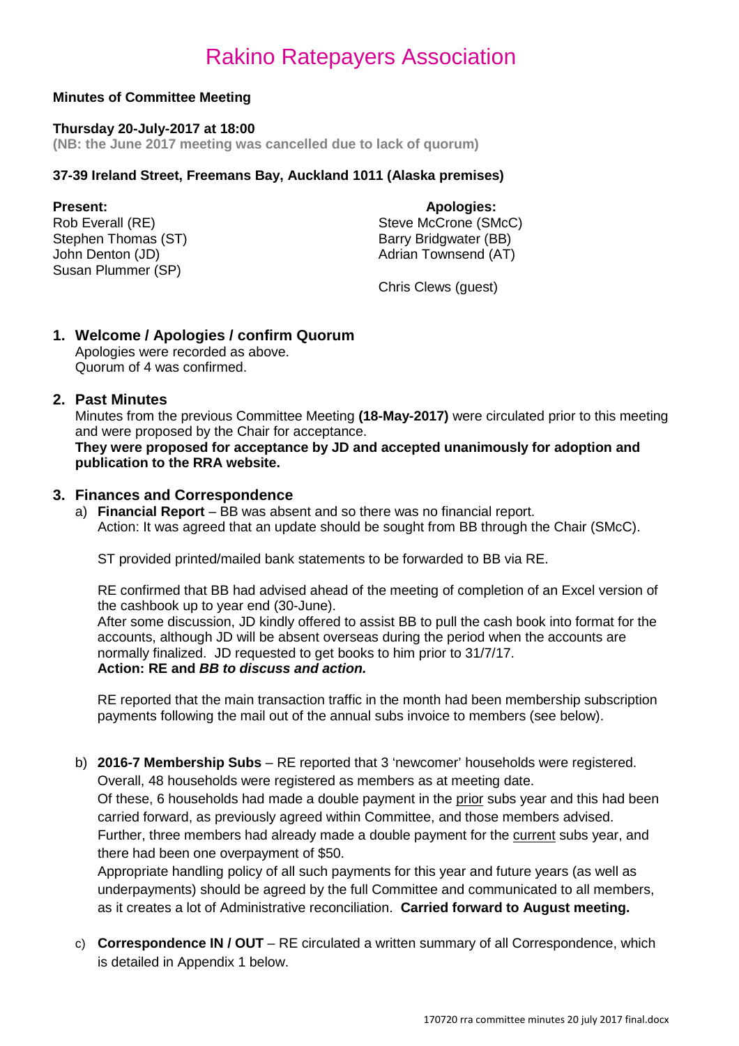# Rakino Ratepayers Association

**Minutes of Committee Meeting**

**Thursday 20-July-2017 at 18:00**
**(NB: the June 2017 meeting was cancelled due to lack of quorum)**

**37-39 Ireland Street, Freemans Bay, Auckland 1011 (Alaska premises)**

**Present:**
Rob Everall (RE)
Stephen Thomas (ST)
John Denton (JD)
Susan Plummer (SP)

**Apologies:**
Steve McCrone (SMcC)
Barry Bridgwater (BB)
Adrian Townsend (AT)

Chris Clews (guest)

## 1. Welcome / Apologies / confirm Quorum

Apologies were recorded as above.
Quorum of 4 was confirmed.

## 2. Past Minutes

Minutes from the previous Committee Meeting **(18-May-2017)** were circulated prior to this meeting and were proposed by the Chair for acceptance.
**They were proposed for acceptance by JD and accepted unanimously for adoption and publication to the RRA website.**

## 3. Finances and Correspondence

a) **Financial Report** – BB was absent and so there was no financial report.
Action: It was agreed that an update should be sought from BB through the Chair (SMcC).

ST provided printed/mailed bank statements to be forwarded to BB via RE.

RE confirmed that BB had advised ahead of the meeting of completion of an Excel version of the cashbook up to year end (30-June).
After some discussion, JD kindly offered to assist BB to pull the cash book into format for the accounts, although JD will be absent overseas during the period when the accounts are normally finalized. JD requested to get books to him prior to 31/7/17.
**Action: RE and *BB to discuss and action.***

RE reported that the main transaction traffic in the month had been membership subscription payments following the mail out of the annual subs invoice to members (see below).

b) **2016-7 Membership Subs** – RE reported that 3 'newcomer' households were registered.
Overall, 48 households were registered as members as at meeting date.
Of these, 6 households had made a double payment in the prior subs year and this had been carried forward, as previously agreed within Committee, and those members advised.
Further, three members had already made a double payment for the current subs year, and there had been one overpayment of $50.
Appropriate handling policy of all such payments for this year and future years (as well as underpayments) should be agreed by the full Committee and communicated to all members, as it creates a lot of Administrative reconciliation. **Carried forward to August meeting.**

c) **Correspondence IN / OUT** – RE circulated a written summary of all Correspondence, which is detailed in Appendix 1 below.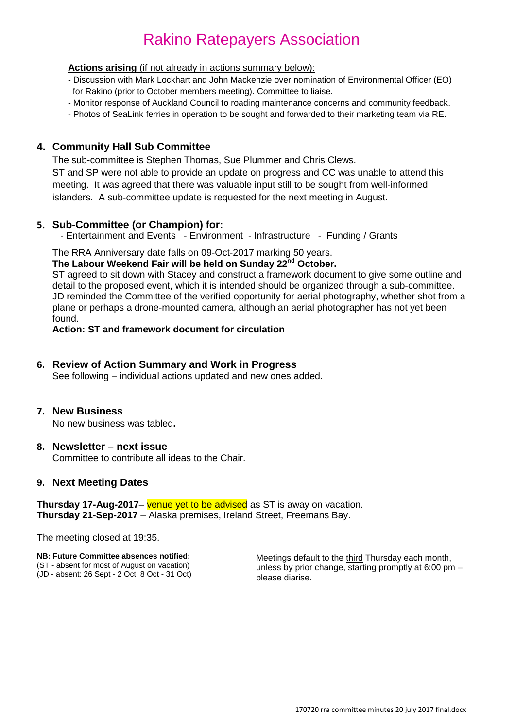# Rakino Ratepayers Association

**Actions arising** (if not already in actions summary below):

- Discussion with Mark Lockhart and John Mackenzie over nomination of Environmental Officer (EO) for Rakino (prior to October members meeting). Committee to liaise.
- Monitor response of Auckland Council to roading maintenance concerns and community feedback.
- Photos of SeaLink ferries in operation to be sought and forwarded to their marketing team via RE.

## 4. Community Hall Sub Committee

The sub-committee is Stephen Thomas, Sue Plummer and Chris Clews.

ST and SP were not able to provide an update on progress and CC was unable to attend this meeting. It was agreed that there was valuable input still to be sought from well-informed islanders. A sub-committee update is requested for the next meeting in August.

## 5. Sub-Committee (or Champion) for:

- Entertainment and Events - Environment - Infrastructure - Funding / Grants

The RRA Anniversary date falls on 09-Oct-2017 marking 50 years.

**The Labour Weekend Fair will be held on Sunday 22nd October.**

ST agreed to sit down with Stacey and construct a framework document to give some outline and detail to the proposed event, which it is intended should be organized through a sub-committee. JD reminded the Committee of the verified opportunity for aerial photography, whether shot from a plane or perhaps a drone-mounted camera, although an aerial photographer has not yet been found.

**Action: ST and framework document for circulation**

## 6. Review of Action Summary and Work in Progress

See following – individual actions updated and new ones added.

## 7. New Business

No new business was tabled**.**

## 8. Newsletter – next issue

Committee to contribute all ideas to the Chair.

## 9. Next Meeting Dates

**Thursday 17-Aug-2017**– venue yet to be advised as ST is away on vacation.
**Thursday 21-Sep-2017** – Alaska premises, Ireland Street, Freemans Bay.

The meeting closed at 19:35.

**NB: Future Committee absences notified:**
(ST - absent for most of August on vacation)
(JD - absent: 26 Sept - 2 Oct; 8 Oct - 31 Oct)

Meetings default to the third Thursday each month, unless by prior change, starting promptly at 6:00 pm – please diarise.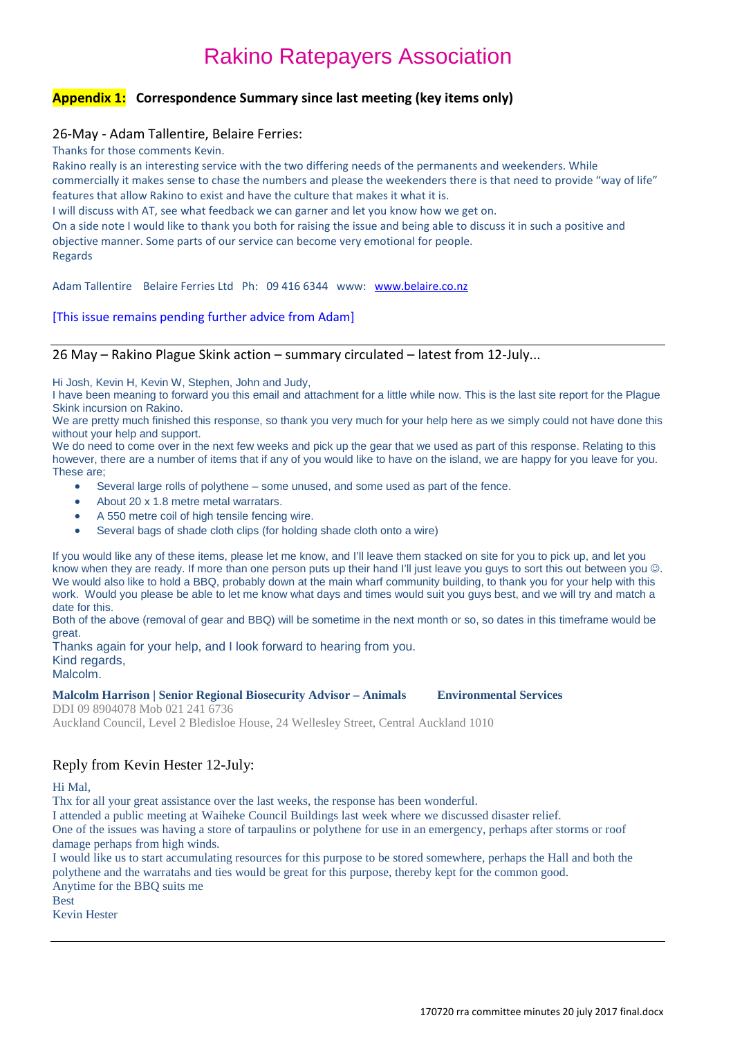# Rakino Ratepayers Association

## **Appendix 1:** Correspondence Summary since last meeting (key items only)

### 26-May - Adam Tallentire, Belaire Ferries:

Thanks for those comments Kevin.
Rakino really is an interesting service with the two differing needs of the permanents and weekenders. While commercially it makes sense to chase the numbers and please the weekenders there is that need to provide "way of life" features that allow Rakino to exist and have the culture that makes it what it is.
I will discuss with AT, see what feedback we can garner and let you know how we get on.
On a side note I would like to thank you both for raising the issue and being able to discuss it in such a positive and objective manner. Some parts of our service can become very emotional for people.
Regards

Adam Tallentire   Belaire Ferries Ltd   Ph: 09 416 6344   www: www.belaire.co.nz

[This issue remains pending further advice from Adam]

---

### 26 May – Rakino Plague Skink action – summary circulated – latest from 12-July...

Hi Josh, Kevin H, Kevin W, Stephen, John and Judy,
I have been meaning to forward you this email and attachment for a little while now. This is the last site report for the Plague Skink incursion on Rakino.
We are pretty much finished this response, so thank you very much for your help here as we simply could not have done this without your help and support.
We do need to come over in the next few weeks and pick up the gear that we used as part of this response. Relating to this however, there are a number of items that if any of you would like to have on the island, we are happy for you leave for you. These are;

- Several large rolls of polythene – some unused, and some used as part of the fence.
- About 20 x 1.8 metre metal warratars.
- A 550 metre coil of high tensile fencing wire.
- Several bags of shade cloth clips (for holding shade cloth onto a wire)

If you would like any of these items, please let me know, and I'll leave them stacked on site for you to pick up, and let you know when they are ready. If more than one person puts up their hand I'll just leave you guys to sort this out between you ☺. We would also like to hold a BBQ, probably down at the main wharf community building, to thank you for your help with this work. Would you please be able to let me know what days and times would suit you guys best, and we will try and match a date for this.
Both of the above (removal of gear and BBQ) will be sometime in the next month or so, so dates in this timeframe would be great.
Thanks again for your help, and I look forward to hearing from you.
Kind regards,
Malcolm.

**Malcolm Harrison | Senior Regional Biosecurity Advisor – Animals        Environmental Services**
DDI 09 8904078 Mob 021 241 6736
Auckland Council, Level 2 Bledisloe House, 24 Wellesley Street, Central Auckland 1010

### Reply from Kevin Hester 12-July:

Hi Mal,
Thx for all your great assistance over the last weeks, the response has been wonderful.
I attended a public meeting at Waiheke Council Buildings last week where we discussed disaster relief.
One of the issues was having a store of tarpaulins or polythene for use in an emergency, perhaps after storms or roof damage perhaps from high winds.
I would like us to start accumulating resources for this purpose to be stored somewhere, perhaps the Hall and both the polythene and the warratahs and ties would be great for this purpose, thereby kept for the common good.
Anytime for the BBQ suits me
Best
Kevin Hester

---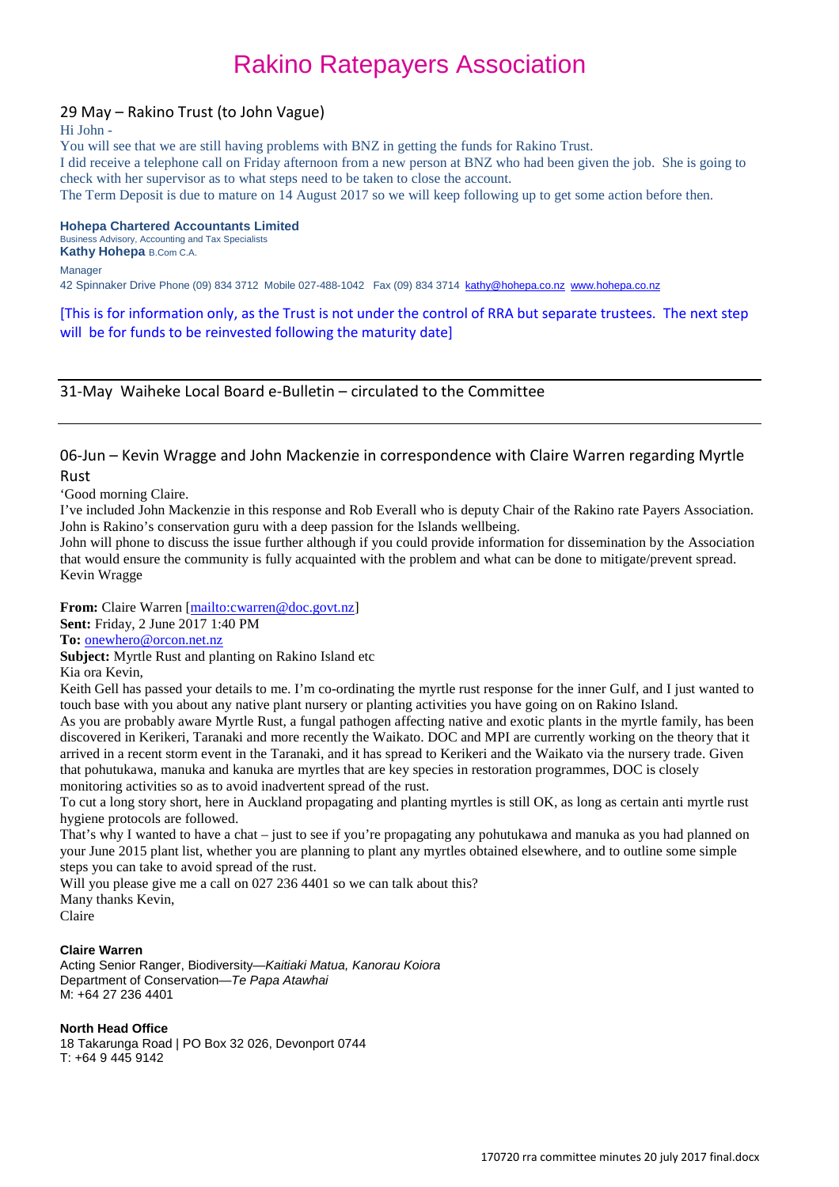# Rakino Ratepayers Association

## 29 May – Rakino Trust (to John Vague)

Hi John -

You will see that we are still having problems with BNZ in getting the funds for Rakino Trust.

I did receive a telephone call on Friday afternoon from a new person at BNZ who had been given the job. She is going to check with her supervisor as to what steps need to be taken to close the account.

The Term Deposit is due to mature on 14 August 2017 so we will keep following up to get some action before then.

**Hohepa Chartered Accountants Limited**
Business Advisory, Accounting and Tax Specialists
**Kathy Hohepa** B.Com C.A.
Manager
42 Spinnaker Drive Phone (09) 834 3712 Mobile 027-488-1042 Fax (09) 834 3714 kathy@hohepa.co.nz www.hohepa.co.nz

[This is for information only, as the Trust is not under the control of RRA but separate trustees. The next step will be for funds to be reinvested following the maturity date]

---

## 31-May Waiheke Local Board e-Bulletin – circulated to the Committee

---

## 06-Jun – Kevin Wragge and John Mackenzie in correspondence with Claire Warren regarding Myrtle Rust

'Good morning Claire.

I've included John Mackenzie in this response and Rob Everall who is deputy Chair of the Rakino rate Payers Association. John is Rakino's conservation guru with a deep passion for the Islands wellbeing.

John will phone to discuss the issue further although if you could provide information for dissemination by the Association that would ensure the community is fully acquainted with the problem and what can be done to mitigate/prevent spread.

Kevin Wragge

**From:** Claire Warren [mailto:cwarren@doc.govt.nz]
**Sent:** Friday, 2 June 2017 1:40 PM
**To:** onewhero@orcon.net.nz
**Subject:** Myrtle Rust and planting on Rakino Island etc

Kia ora Kevin,

Keith Gell has passed your details to me. I'm co-ordinating the myrtle rust response for the inner Gulf, and I just wanted to touch base with you about any native plant nursery or planting activities you have going on on Rakino Island.

As you are probably aware Myrtle Rust, a fungal pathogen affecting native and exotic plants in the myrtle family, has been discovered in Kerikeri, Taranaki and more recently the Waikato. DOC and MPI are currently working on the theory that it arrived in a recent storm event in the Taranaki, and it has spread to Kerikeri and the Waikato via the nursery trade. Given that pohutukawa, manuka and kanuka are myrtles that are key species in restoration programmes, DOC is closely monitoring activities so as to avoid inadvertent spread of the rust.

To cut a long story short, here in Auckland propagating and planting myrtles is still OK, as long as certain anti myrtle rust hygiene protocols are followed.

That's why I wanted to have a chat – just to see if you're propagating any pohutukawa and manuka as you had planned on your June 2015 plant list, whether you are planning to plant any myrtles obtained elsewhere, and to outline some simple steps you can take to avoid spread of the rust.

Will you please give me a call on 027 236 4401 so we can talk about this?

Many thanks Kevin,

Claire

**Claire Warren**
Acting Senior Ranger, Biodiversity—*Kaitiaki Matua, Kanorau Koiora*
Department of Conservation—*Te Papa Atawhai*
M: +64 27 236 4401

**North Head Office**
18 Takarunga Road | PO Box 32 026, Devonport 0744
T: +64 9 445 9142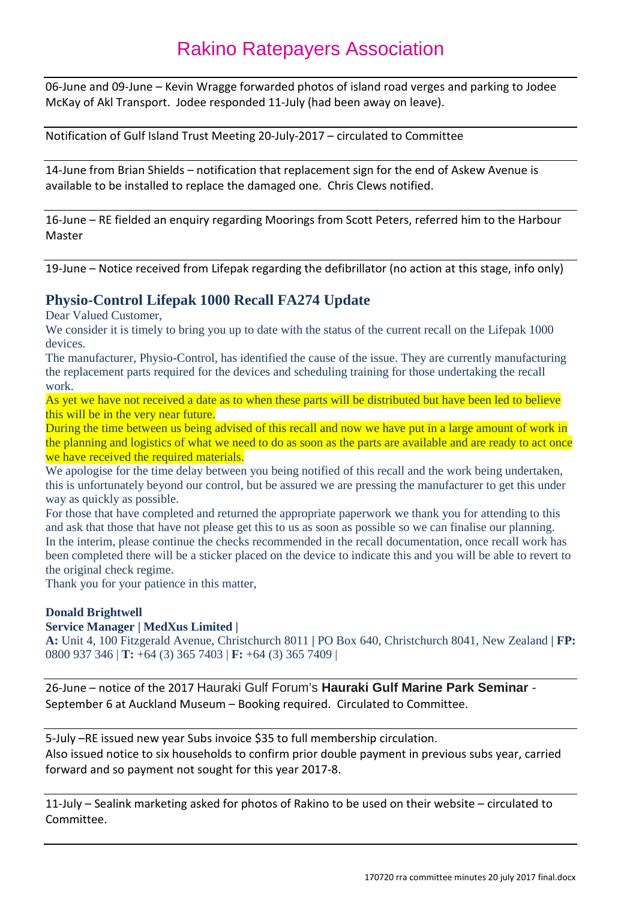06-June and 09-June – Kevin Wragge forwarded photos of island road verges and parking to Jodee McKay of Akl Transport. Jodee responded 11-July (had been away on leave).

---

Notification of Gulf Island Trust Meeting 20-July-2017 – circulated to Committee

---

14-June from Brian Shields – notification that replacement sign for the end of Askew Avenue is available to be installed to replace the damaged one. Chris Clews notified.

---

16-June – RE fielded an enquiry regarding Moorings from Scott Peters, referred him to the Harbour Master

---

19-June – Notice received from Lifepak regarding the defibrillator (no action at this stage, info only)

## Physio-Control Lifepak 1000 Recall FA274 Update

Dear Valued Customer,

We consider it is timely to bring you up to date with the status of the current recall on the Lifepak 1000 devices.

The manufacturer, Physio-Control, has identified the cause of the issue. They are currently manufacturing the replacement parts required for the devices and scheduling training for those undertaking the recall work.

As yet we have not received a date as to when these parts will be distributed but have been led to believe this will be in the very near future.

During the time between us being advised of this recall and now we have put in a large amount of work in the planning and logistics of what we need to do as soon as the parts are available and are ready to act once we have received the required materials.

We apologise for the time delay between you being notified of this recall and the work being undertaken, this is unfortunately beyond our control, but be assured we are pressing the manufacturer to get this under way as quickly as possible.

For those that have completed and returned the appropriate paperwork we thank you for attending to this and ask that those that have not please get this to us as soon as possible so we can finalise our planning.

In the interim, please continue the checks recommended in the recall documentation, once recall work has been completed there will be a sticker placed on the device to indicate this and you will be able to revert to the original check regime.

Thank you for your patience in this matter,

**Donald Brightwell**
**Service Manager | MedXus Limited |**
**A:** Unit 4, 100 Fitzgerald Avenue, Christchurch 8011 | PO Box 640, Christchurch 8041, New Zealand | **FP:** 0800 937 346 | **T:** +64 (3) 365 7403 | **F:** +64 (3) 365 7409 |

---

26-June – notice of the 2017 Hauraki Gulf Forum's **Hauraki Gulf Marine Park Seminar** - September 6 at Auckland Museum – Booking required. Circulated to Committee.

---

5-July –RE issued new year Subs invoice $35 to full membership circulation.
Also issued notice to six households to confirm prior double payment in previous subs year, carried forward and so payment not sought for this year 2017-8.

---

11-July – Sealink marketing asked for photos of Rakino to be used on their website – circulated to Committee.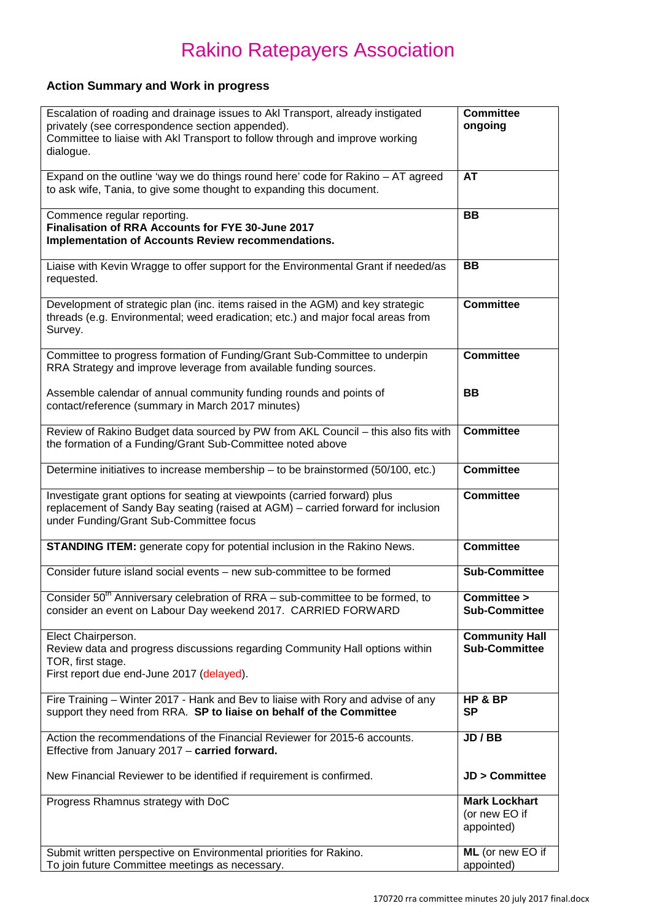# Rakino Ratepayers Association

## Action Summary and Work in progress

| | |
|---|---|
| Escalation of roading and drainage issues to Akl Transport, already instigated privately (see correspondence section appended).<br>Committee to liaise with Akl Transport to follow through and improve working dialogue. | **Committee ongoing** |
| Expand on the outline 'way we do things round here' code for Rakino – AT agreed to ask wife, Tania, to give some thought to expanding this document. | **AT** |
| Commence regular reporting.<br>**Finalisation of RRA Accounts for FYE 30-June 2017**<br>**Implementation of Accounts Review recommendations.** | **BB** |
| Liaise with Kevin Wragge to offer support for the Environmental Grant if needed/as requested. | **BB** |
| Development of strategic plan (inc. items raised in the AGM) and key strategic threads (e.g. Environmental; weed eradication; etc.) and major focal areas from Survey. | **Committee** |
| Committee to progress formation of Funding/Grant Sub-Committee to underpin RRA Strategy and improve leverage from available funding sources.<br><br>Assemble calendar of annual community funding rounds and points of contact/reference (summary in March 2017 minutes) | **Committee**<br><br>**BB** |
| Review of Rakino Budget data sourced by PW from AKL Council – this also fits with the formation of a Funding/Grant Sub-Committee noted above | **Committee** |
| Determine initiatives to increase membership – to be brainstormed (50/100, etc.) | **Committee** |
| Investigate grant options for seating at viewpoints (carried forward) plus replacement of Sandy Bay seating (raised at AGM) – carried forward for inclusion under Funding/Grant Sub-Committee focus | **Committee** |
| **STANDING ITEM:** generate copy for potential inclusion in the Rakino News. | **Committee** |
| Consider future island social events – new sub-committee to be formed | **Sub-Committee** |
| Consider 50th Anniversary celebration of RRA – sub-committee to be formed, to consider an event on Labour Day weekend 2017. CARRIED FORWARD | **Committee > Sub-Committee** |
| Elect Chairperson.<br>Review data and progress discussions regarding Community Hall options within TOR, first stage.<br>First report due end-June 2017 (delayed). | **Community Hall Sub-Committee** |
| Fire Training – Winter 2017 - Hank and Bev to liaise with Rory and advise of any support they need from RRA. **SP to liaise on behalf of the Committee** | **HP & BP**<br>**SP** |
| Action the recommendations of the Financial Reviewer for 2015-6 accounts. Effective from January 2017 – **carried forward.**<br><br>New Financial Reviewer to be identified if requirement is confirmed. | **JD / BB**<br><br>**JD > Committee** |
| Progress Rhamnus strategy with DoC | **Mark Lockhart** (or new EO if appointed) |
| Submit written perspective on Environmental priorities for Rakino.<br>To join future Committee meetings as necessary. | **ML** (or new EO if appointed) |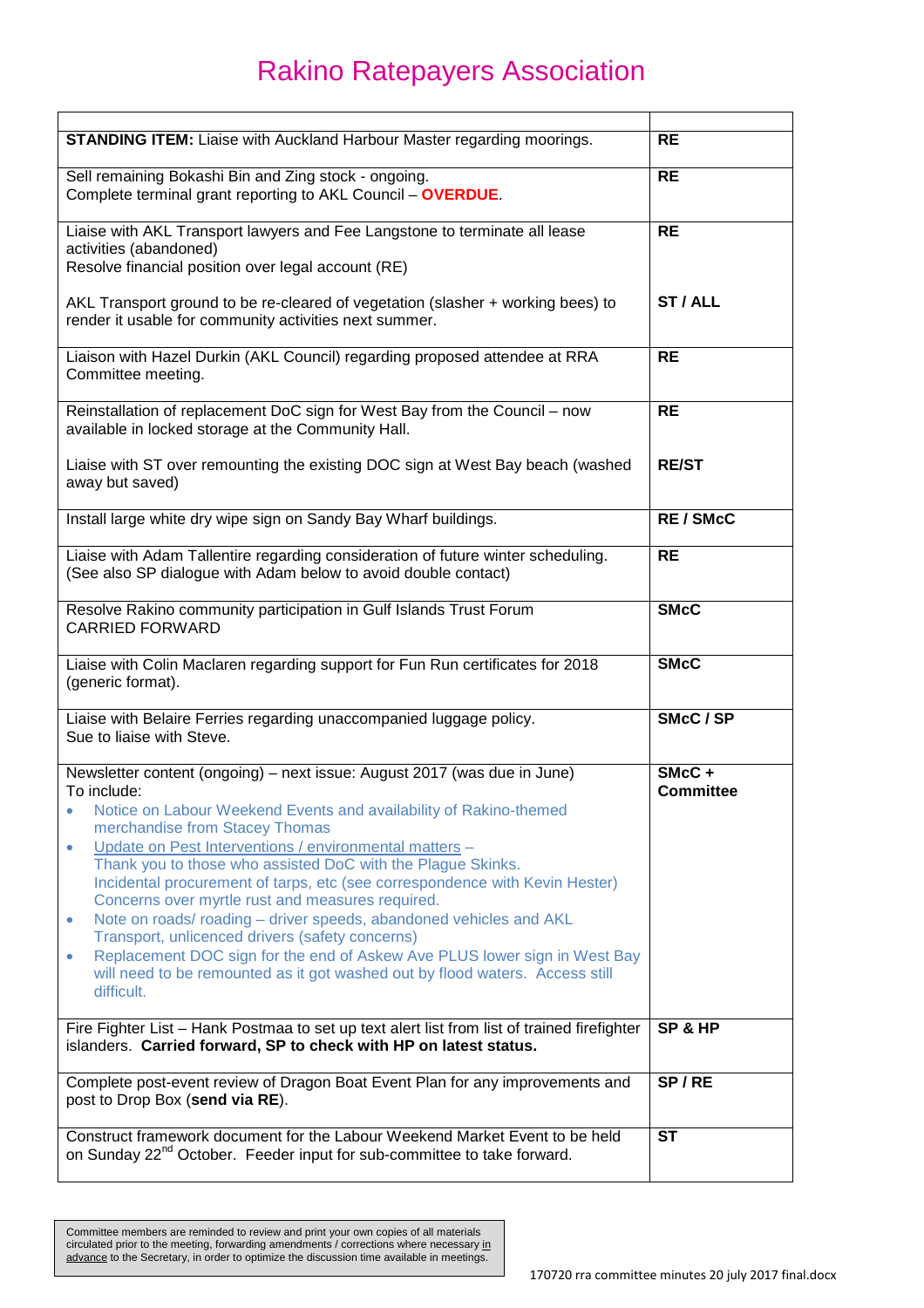# Rakino Ratepayers Association

| | |
|---|---|
| **STANDING ITEM:** Liaise with Auckland Harbour Master regarding moorings. | **RE** |
| Sell remaining Bokashi Bin and Zing stock - ongoing.<br>Complete terminal grant reporting to AKL Council – **OVERDUE**. | **RE** |
| Liaise with AKL Transport lawyers and Fee Langstone to terminate all lease activities (abandoned)<br>Resolve financial position over legal account (RE)<br><br>AKL Transport ground to be re-cleared of vegetation (slasher + working bees) to render it usable for community activities next summer. | **RE**<br><br><br><br>**ST / ALL** |
| Liaison with Hazel Durkin (AKL Council) regarding proposed attendee at RRA Committee meeting. | **RE** |
| Reinstallation of replacement DoC sign for West Bay from the Council – now available in locked storage at the Community Hall.<br><br>Liaise with ST over remounting the existing DOC sign at West Bay beach (washed away but saved) | **RE**<br><br><br>**RE/ST** |
| Install large white dry wipe sign on Sandy Bay Wharf buildings. | **RE / SMcC** |
| Liaise with Adam Tallentire regarding consideration of future winter scheduling. (See also SP dialogue with Adam below to avoid double contact) | **RE** |
| Resolve Rakino community participation in Gulf Islands Trust Forum<br>CARRIED FORWARD | **SMcC** |
| Liaise with Colin Maclaren regarding support for Fun Run certificates for 2018 (generic format). | **SMcC** |
| Liaise with Belaire Ferries regarding unaccompanied luggage policy.<br>Sue to liaise with Steve. | **SMcC / SP** |
| Newsletter content (ongoing) – next issue: August 2017 (was due in June)<br>To include:<br>• Notice on Labour Weekend Events and availability of Rakino-themed merchandise from Stacey Thomas<br>• Update on Pest Interventions / environmental matters – Thank you to those who assisted DoC with the Plague Skinks. Incidental procurement of tarps, etc (see correspondence with Kevin Hester) Concerns over myrtle rust and measures required.<br>• Note on roads/ roading – driver speeds, abandoned vehicles and AKL Transport, unlicenced drivers (safety concerns)<br>• Replacement DOC sign for the end of Askew Ave PLUS lower sign in West Bay will need to be remounted as it got washed out by flood waters. Access still difficult. | **SMcC + Committee** |
| Fire Fighter List – Hank Postmaa to set up text alert list from list of trained firefighter islanders. **Carried forward, SP to check with HP on latest status.** | **SP & HP** |
| Complete post-event review of Dragon Boat Event Plan for any improvements and post to Drop Box (**send via RE**). | **SP / RE** |
| Construct framework document for the Labour Weekend Market Event to be held on Sunday 22nd October. Feeder input for sub-committee to take forward. | **ST** |

Committee members are reminded to review and print your own copies of all materials circulated prior to the meeting, forwarding amendments / corrections where necessary in advance to the Secretary, in order to optimize the discussion time available in meetings.

170720 rra committee minutes 20 july 2017 final.docx